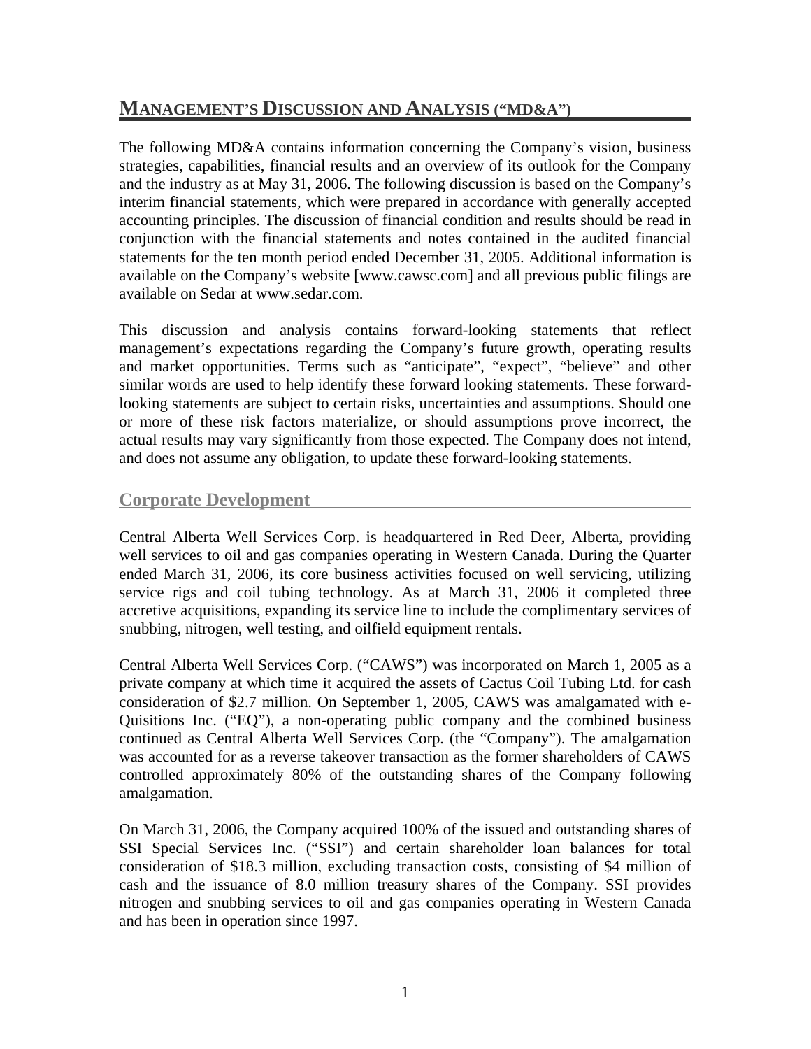# MANAGEMENT'S DISCUSSION AND ANALYSIS ("MD&A")

The following MD&A contains information concerning the Company's vision, business strategies, capabilities, financial results and an overview of its outlook for the Company and the industry as at May 31, 2006. The following discussion is based on the Company's interim financial statements, which were prepared in accordance with generally accepted accounting principles. The discussion of financial condition and results should be read in conjunction with the financial statements and notes contained in the audited financial statements for the ten month period ended December 31, 2005. Additional information is available on the Company's website [www.cawsc.com] and all previous public filings are available on Sedar at www.sedar.com.

This discussion and analysis contains forward-looking statements that reflect management's expectations regarding the Company's future growth, operating results and market opportunities. Terms such as "anticipate", "expect", "believe" and other similar words are used to help identify these forward looking statements. These forward-looking statements are subject to certain risks, uncertainties and assumptions. Should one or more of these risk factors materialize, or should assumptions prove incorrect, the actual results may vary significantly from those expected. The Company does not intend, and does not assume any obligation, to update these forward-looking statements.

## Corporate Development

Central Alberta Well Services Corp. is headquartered in Red Deer, Alberta, providing well services to oil and gas companies operating in Western Canada. During the Quarter ended March 31, 2006, its core business activities focused on well servicing, utilizing service rigs and coil tubing technology. As at March 31, 2006 it completed three accretive acquisitions, expanding its service line to include the complimentary services of snubbing, nitrogen, well testing, and oilfield equipment rentals.

Central Alberta Well Services Corp. ("CAWS") was incorporated on March 1, 2005 as a private company at which time it acquired the assets of Cactus Coil Tubing Ltd. for cash consideration of $2.7 million. On September 1, 2005, CAWS was amalgamated with e-Quisitions Inc. ("EQ"), a non-operating public company and the combined business continued as Central Alberta Well Services Corp. (the "Company"). The amalgamation was accounted for as a reverse takeover transaction as the former shareholders of CAWS controlled approximately 80% of the outstanding shares of the Company following amalgamation.

On March 31, 2006, the Company acquired 100% of the issued and outstanding shares of SSI Special Services Inc. ("SSI") and certain shareholder loan balances for total consideration of $18.3 million, excluding transaction costs, consisting of $4 million of cash and the issuance of 8.0 million treasury shares of the Company. SSI provides nitrogen and snubbing services to oil and gas companies operating in Western Canada and has been in operation since 1997.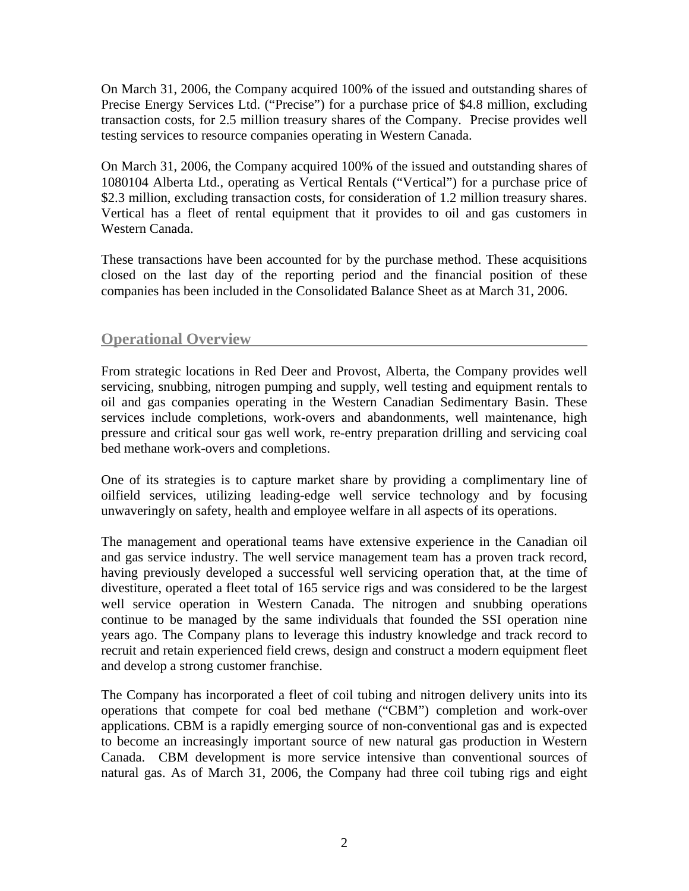On March 31, 2006, the Company acquired 100% of the issued and outstanding shares of Precise Energy Services Ltd. ("Precise") for a purchase price of $4.8 million, excluding transaction costs, for 2.5 million treasury shares of the Company. Precise provides well testing services to resource companies operating in Western Canada.

On March 31, 2006, the Company acquired 100% of the issued and outstanding shares of 1080104 Alberta Ltd., operating as Vertical Rentals ("Vertical") for a purchase price of $2.3 million, excluding transaction costs, for consideration of 1.2 million treasury shares. Vertical has a fleet of rental equipment that it provides to oil and gas customers in Western Canada.

These transactions have been accounted for by the purchase method. These acquisitions closed on the last day of the reporting period and the financial position of these companies has been included in the Consolidated Balance Sheet as at March 31, 2006.

## Operational Overview

From strategic locations in Red Deer and Provost, Alberta, the Company provides well servicing, snubbing, nitrogen pumping and supply, well testing and equipment rentals to oil and gas companies operating in the Western Canadian Sedimentary Basin. These services include completions, work-overs and abandonments, well maintenance, high pressure and critical sour gas well work, re-entry preparation drilling and servicing coal bed methane work-overs and completions.

One of its strategies is to capture market share by providing a complimentary line of oilfield services, utilizing leading-edge well service technology and by focusing unwaveringly on safety, health and employee welfare in all aspects of its operations.

The management and operational teams have extensive experience in the Canadian oil and gas service industry. The well service management team has a proven track record, having previously developed a successful well servicing operation that, at the time of divestiture, operated a fleet total of 165 service rigs and was considered to be the largest well service operation in Western Canada. The nitrogen and snubbing operations continue to be managed by the same individuals that founded the SSI operation nine years ago. The Company plans to leverage this industry knowledge and track record to recruit and retain experienced field crews, design and construct a modern equipment fleet and develop a strong customer franchise.

The Company has incorporated a fleet of coil tubing and nitrogen delivery units into its operations that compete for coal bed methane ("CBM") completion and work-over applications. CBM is a rapidly emerging source of non-conventional gas and is expected to become an increasingly important source of new natural gas production in Western Canada. CBM development is more service intensive than conventional sources of natural gas. As of March 31, 2006, the Company had three coil tubing rigs and eight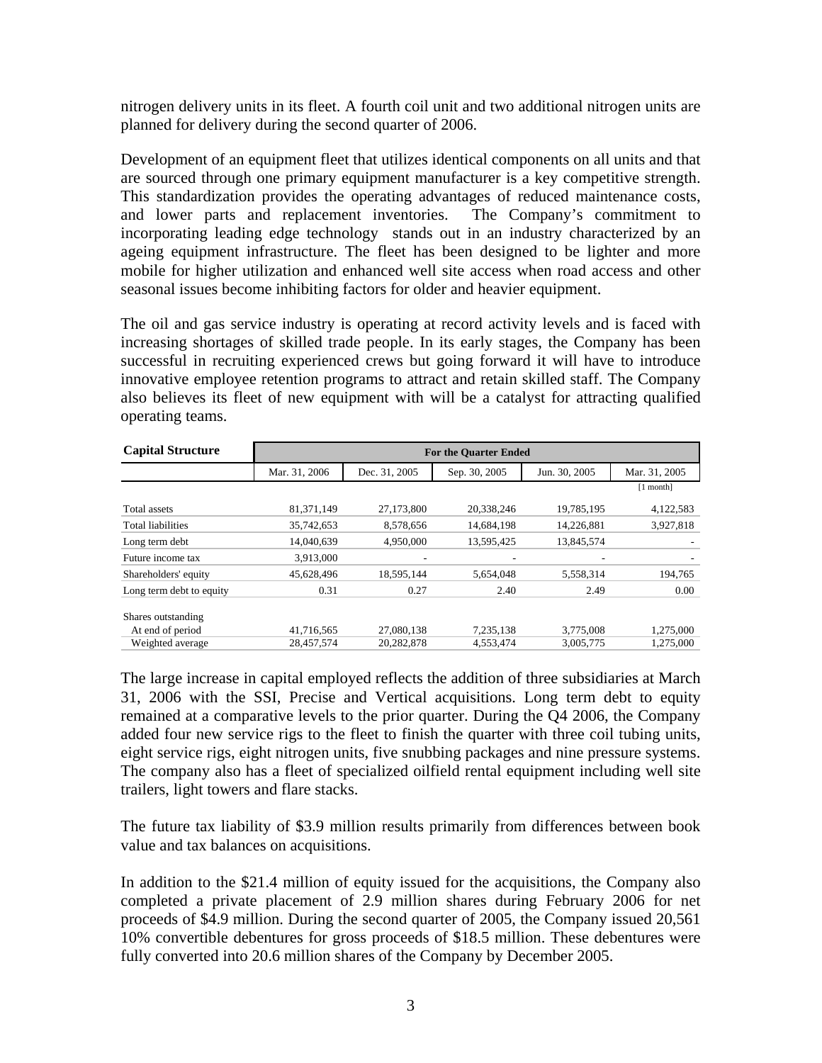nitrogen delivery units in its fleet. A fourth coil unit and two additional nitrogen units are planned for delivery during the second quarter of 2006.

Development of an equipment fleet that utilizes identical components on all units and that are sourced through one primary equipment manufacturer is a key competitive strength. This standardization provides the operating advantages of reduced maintenance costs, and lower parts and replacement inventories. The Company's commitment to incorporating leading edge technology stands out in an industry characterized by an ageing equipment infrastructure. The fleet has been designed to be lighter and more mobile for higher utilization and enhanced well site access when road access and other seasonal issues become inhibiting factors for older and heavier equipment.

The oil and gas service industry is operating at record activity levels and is faced with increasing shortages of skilled trade people. In its early stages, the Company has been successful in recruiting experienced crews but going forward it will have to introduce innovative employee retention programs to attract and retain skilled staff. The Company also believes its fleet of new equipment with will be a catalyst for attracting qualified operating teams.

| **Capital Structure** | **For the Quarter Ended** | | | | |
|---|---|---|---|---|---|
| | Mar. 31, 2006 | Dec. 31, 2005 | Sep. 30, 2005 | Jun. 30, 2005 | Mar. 31, 2005 [1 month] |
| Total assets | 81,371,149 | 27,173,800 | 20,338,246 | 19,785,195 | 4,122,583 |
| Total liabilities | 35,742,653 | 8,578,656 | 14,684,198 | 14,226,881 | 3,927,818 |
| Long term debt | 14,040,639 | 4,950,000 | 13,595,425 | 13,845,574 | - |
| Future income tax | 3,913,000 | - | - | - | - |
| Shareholders' equity | 45,628,496 | 18,595,144 | 5,654,048 | 5,558,314 | 194,765 |
| Long term debt to equity | 0.31 | 0.27 | 2.40 | 2.49 | 0.00 |
| Shares outstanding | | | | | |
| At end of period | 41,716,565 | 27,080,138 | 7,235,138 | 3,775,008 | 1,275,000 |
| Weighted average | 28,457,574 | 20,282,878 | 4,553,474 | 3,005,775 | 1,275,000 |

The large increase in capital employed reflects the addition of three subsidiaries at March 31, 2006 with the SSI, Precise and Vertical acquisitions. Long term debt to equity remained at a comparative levels to the prior quarter. During the Q4 2006, the Company added four new service rigs to the fleet to finish the quarter with three coil tubing units, eight service rigs, eight nitrogen units, five snubbing packages and nine pressure systems. The company also has a fleet of specialized oilfield rental equipment including well site trailers, light towers and flare stacks.

The future tax liability of $3.9 million results primarily from differences between book value and tax balances on acquisitions.

In addition to the $21.4 million of equity issued for the acquisitions, the Company also completed a private placement of 2.9 million shares during February 2006 for net proceeds of $4.9 million. During the second quarter of 2005, the Company issued 20,561 10% convertible debentures for gross proceeds of $18.5 million. These debentures were fully converted into 20.6 million shares of the Company by December 2005.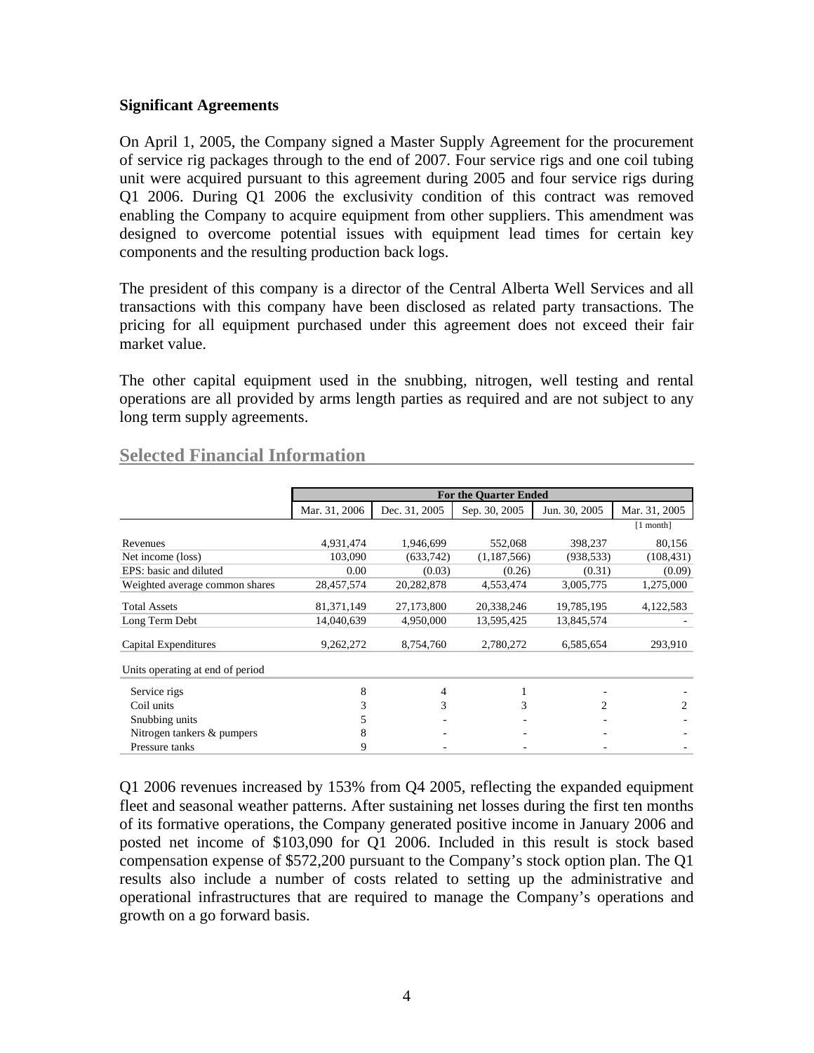**Significant Agreements**

On April 1, 2005, the Company signed a Master Supply Agreement for the procurement of service rig packages through to the end of 2007. Four service rigs and one coil tubing unit were acquired pursuant to this agreement during 2005 and four service rigs during Q1 2006. During Q1 2006 the exclusivity condition of this contract was removed enabling the Company to acquire equipment from other suppliers. This amendment was designed to overcome potential issues with equipment lead times for certain key components and the resulting production back logs.

The president of this company is a director of the Central Alberta Well Services and all transactions with this company have been disclosed as related party transactions. The pricing for all equipment purchased under this agreement does not exceed their fair market value.

The other capital equipment used in the snubbing, nitrogen, well testing and rental operations are all provided by arms length parties as required and are not subject to any long term supply agreements.

## Selected Financial Information

| | For the Quarter Ended | | | | |
|---|---|---|---|---|---|
| | Mar. 31, 2006 | Dec. 31, 2005 | Sep. 30, 2005 | Jun. 30, 2005 | Mar. 31, 2005 |
| | | | | | [1 month] |
| Revenues | 4,931,474 | 1,946,699 | 552,068 | 398,237 | 80,156 |
| Net income (loss) | 103,090 | (633,742) | (1,187,566) | (938,533) | (108,431) |
| EPS: basic and diluted | 0.00 | (0.03) | (0.26) | (0.31) | (0.09) |
| Weighted average common shares | 28,457,574 | 20,282,878 | 4,553,474 | 3,005,775 | 1,275,000 |
| Total Assets | 81,371,149 | 27,173,800 | 20,338,246 | 19,785,195 | 4,122,583 |
| Long Term Debt | 14,040,639 | 4,950,000 | 13,595,425 | 13,845,574 | - |
| Capital Expenditures | 9,262,272 | 8,754,760 | 2,780,272 | 6,585,654 | 293,910 |
| Units operating at end of period | | | | | |
| Service rigs | 8 | 4 | 1 | - | - |
| Coil units | 3 | 3 | 3 | 2 | 2 |
| Snubbing units | 5 | - | - | - | - |
| Nitrogen tankers & pumpers | 8 | - | - | - | - |
| Pressure tanks | 9 | - | - | - | - |

Q1 2006 revenues increased by 153% from Q4 2005, reflecting the expanded equipment fleet and seasonal weather patterns. After sustaining net losses during the first ten months of its formative operations, the Company generated positive income in January 2006 and posted net income of $103,090 for Q1 2006. Included in this result is stock based compensation expense of $572,200 pursuant to the Company's stock option plan. The Q1 results also include a number of costs related to setting up the administrative and operational infrastructures that are required to manage the Company's operations and growth on a go forward basis.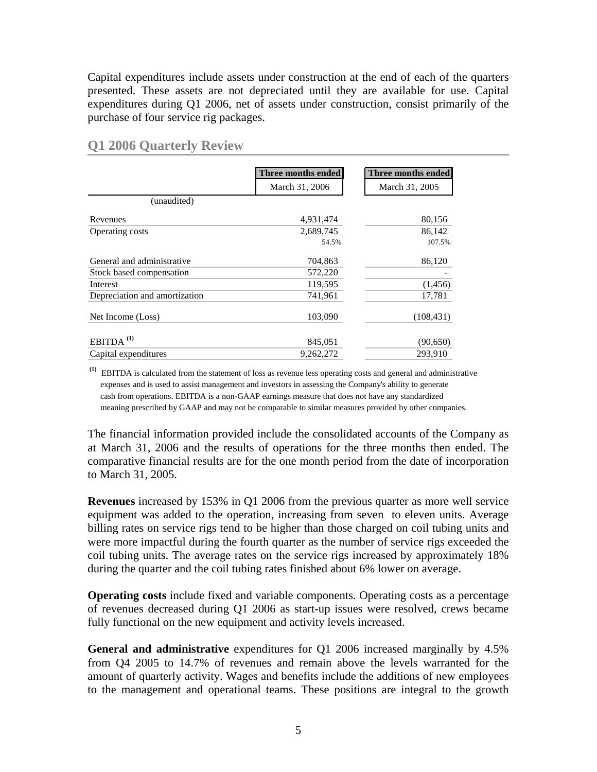Capital expenditures include assets under construction at the end of each of the quarters presented. These assets are not depreciated until they are available for use. Capital expenditures during Q1 2006, net of assets under construction, consist primarily of the purchase of four service rig packages.

## Q1 2006 Quarterly Review

| | Three months ended | Three months ended |
|---|---|---|
| | March 31, 2006 | March 31, 2005 |
| (unaudited) | | |
| Revenues | 4,931,474 | 80,156 |
| Operating costs | 2,689,745 | 86,142 |
| | 54.5% | 107.5% |
| General and administrative | 704,863 | 86,120 |
| Stock based compensation | 572,220 | - |
| Interest | 119,595 | (1,456) |
| Depreciation and amortization | 741,961 | 17,781 |
| Net Income (Loss) | 103,090 | (108,431) |
| EBITDA [(1)] | 845,051 | (90,650) |
| Capital expenditures | 9,262,272 | 293,910 |

[(1)] EBITDA is calculated from the statement of loss as revenue less operating costs and general and administrative expenses and is used to assist management and investors in assessing the Company's ability to generate cash from operations. EBITDA is a non-GAAP earnings measure that does not have any standardized meaning prescribed by GAAP and may not be comparable to similar measures provided by other companies.

The financial information provided include the consolidated accounts of the Company as at March 31, 2006 and the results of operations for the three months then ended. The comparative financial results are for the one month period from the date of incorporation to March 31, 2005.

**Revenues** increased by 153% in Q1 2006 from the previous quarter as more well service equipment was added to the operation, increasing from seven to eleven units. Average billing rates on service rigs tend to be higher than those charged on coil tubing units and were more impactful during the fourth quarter as the number of service rigs exceeded the coil tubing units. The average rates on the service rigs increased by approximately 18% during the quarter and the coil tubing rates finished about 6% lower on average.

**Operating costs** include fixed and variable components. Operating costs as a percentage of revenues decreased during Q1 2006 as start-up issues were resolved, crews became fully functional on the new equipment and activity levels increased.

**General and administrative** expenditures for Q1 2006 increased marginally by 4.5% from Q4 2005 to 14.7% of revenues and remain above the levels warranted for the amount of quarterly activity. Wages and benefits include the additions of new employees to the management and operational teams. These positions are integral to the growth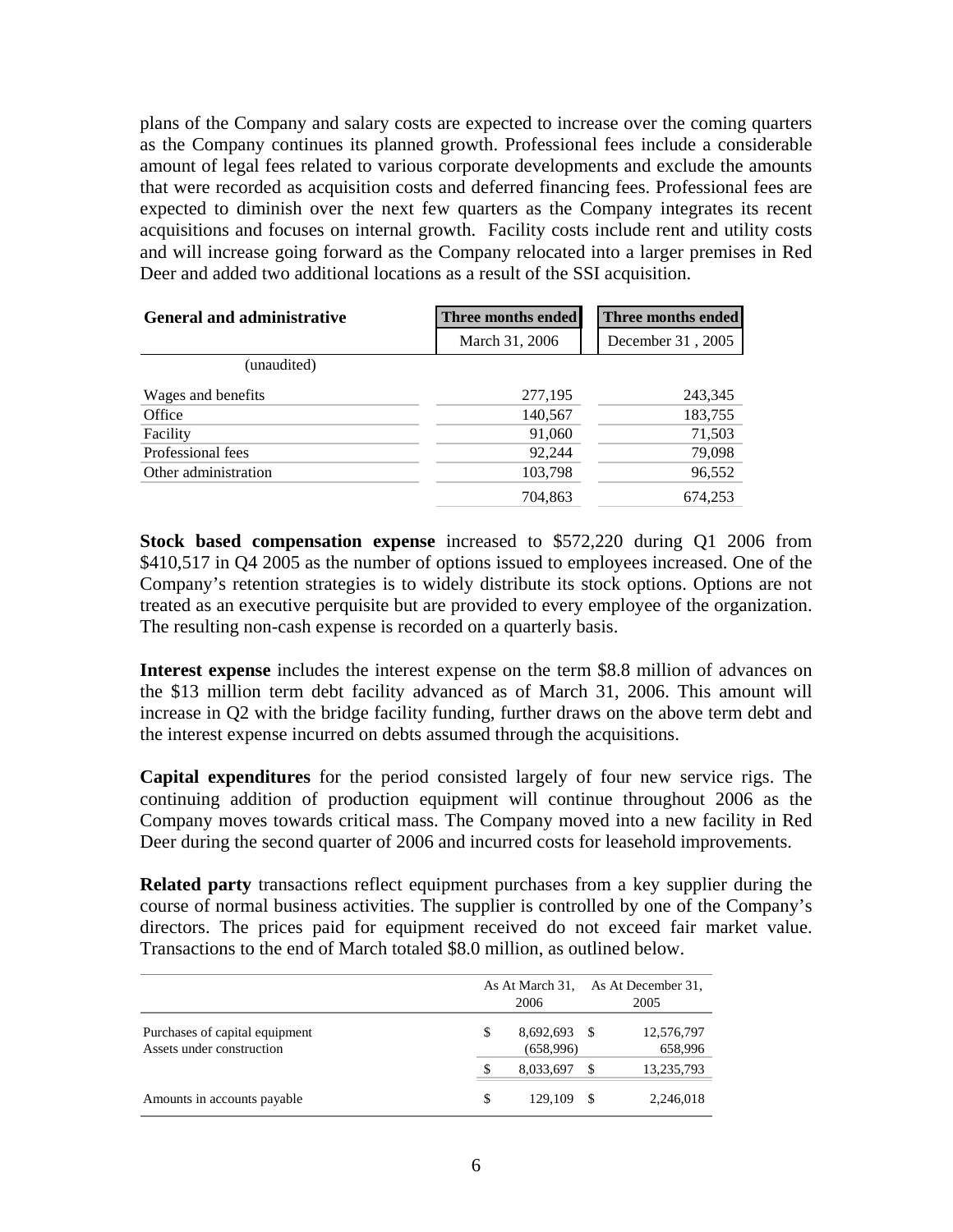plans of the Company and salary costs are expected to increase over the coming quarters as the Company continues its planned growth. Professional fees include a considerable amount of legal fees related to various corporate developments and exclude the amounts that were recorded as acquisition costs and deferred financing fees. Professional fees are expected to diminish over the next few quarters as the Company integrates its recent acquisitions and focuses on internal growth. Facility costs include rent and utility costs and will increase going forward as the Company relocated into a larger premises in Red Deer and added two additional locations as a result of the SSI acquisition.

| **General and administrative** | **Three months ended** | **Three months ended** |
|---|---|---|
| | March 31, 2006 | December 31 , 2005 |
| (unaudited) | | |
| Wages and benefits | 277,195 | 243,345 |
| Office | 140,567 | 183,755 |
| Facility | 91,060 | 71,503 |
| Professional fees | 92,244 | 79,098 |
| Other administration | 103,798 | 96,552 |
| | 704,863 | 674,253 |

**Stock based compensation expense** increased to $572,220 during Q1 2006 from $410,517 in Q4 2005 as the number of options issued to employees increased. One of the Company's retention strategies is to widely distribute its stock options. Options are not treated as an executive perquisite but are provided to every employee of the organization. The resulting non-cash expense is recorded on a quarterly basis.

**Interest expense** includes the interest expense on the term $8.8 million of advances on the $13 million term debt facility advanced as of March 31, 2006. This amount will increase in Q2 with the bridge facility funding, further draws on the above term debt and the interest expense incurred on debts assumed through the acquisitions.

**Capital expenditures** for the period consisted largely of four new service rigs. The continuing addition of production equipment will continue throughout 2006 as the Company moves towards critical mass. The Company moved into a new facility in Red Deer during the second quarter of 2006 and incurred costs for leasehold improvements.

**Related party** transactions reflect equipment purchases from a key supplier during the course of normal business activities. The supplier is controlled by one of the Company's directors. The prices paid for equipment received do not exceed fair market value. Transactions to the end of March totaled $8.0 million, as outlined below.

| | As At March 31, 2006 | As At December 31, 2005 |
|---|---|---|
| Purchases of capital equipment | $ 8,692,693 | $ 12,576,797 |
| Assets under construction | (658,996) | 658,996 |
| | $ 8,033,697 | $ 13,235,793 |
| Amounts in accounts payable | $ 129,109 | $ 2,246,018 |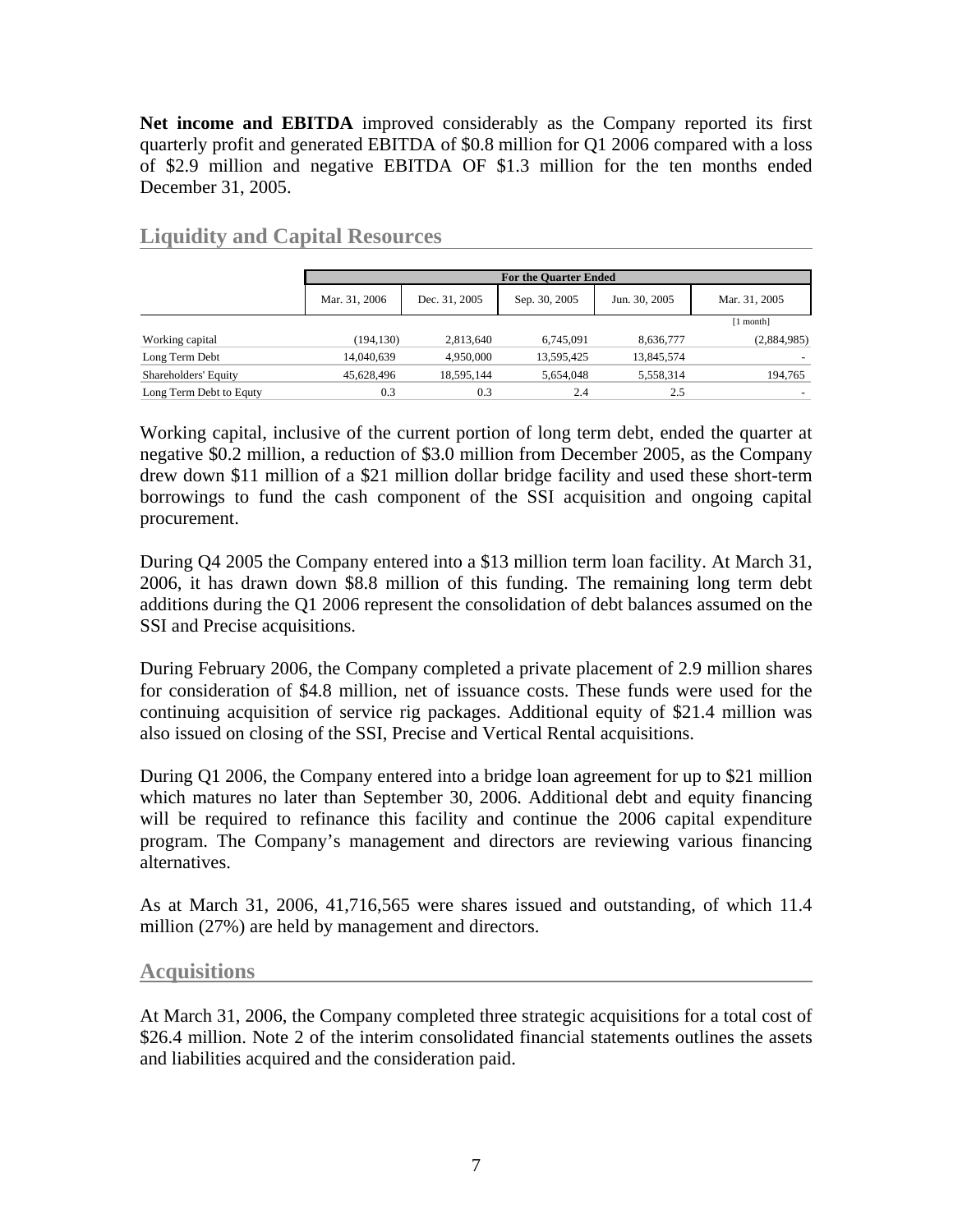**Net income and EBITDA** improved considerably as the Company reported its first quarterly profit and generated EBITDA of $0.8 million for Q1 2006 compared with a loss of $2.9 million and negative EBITDA OF $1.3 million for the ten months ended December 31, 2005.

## Liquidity and Capital Resources

| | For the Quarter Ended | | | | |
|---|---|---|---|---|---|
| | Mar. 31, 2006 | Dec. 31, 2005 | Sep. 30, 2005 | Jun. 30, 2005 | Mar. 31, 2005 |
| | | | | | [1 month] |
| Working capital | (194,130) | 2,813,640 | 6,745,091 | 8,636,777 | (2,884,985) |
| Long Term Debt | 14,040,639 | 4,950,000 | 13,595,425 | 13,845,574 | - |
| Shareholders' Equity | 45,628,496 | 18,595,144 | 5,654,048 | 5,558,314 | 194,765 |
| Long Term Debt to Equty | 0.3 | 0.3 | 2.4 | 2.5 | - |

Working capital, inclusive of the current portion of long term debt, ended the quarter at negative $0.2 million, a reduction of $3.0 million from December 2005, as the Company drew down $11 million of a $21 million dollar bridge facility and used these short-term borrowings to fund the cash component of the SSI acquisition and ongoing capital procurement.

During Q4 2005 the Company entered into a $13 million term loan facility. At March 31, 2006, it has drawn down $8.8 million of this funding. The remaining long term debt additions during the Q1 2006 represent the consolidation of debt balances assumed on the SSI and Precise acquisitions.

During February 2006, the Company completed a private placement of 2.9 million shares for consideration of $4.8 million, net of issuance costs. These funds were used for the continuing acquisition of service rig packages. Additional equity of $21.4 million was also issued on closing of the SSI, Precise and Vertical Rental acquisitions.

During Q1 2006, the Company entered into a bridge loan agreement for up to $21 million which matures no later than September 30, 2006. Additional debt and equity financing will be required to refinance this facility and continue the 2006 capital expenditure program. The Company's management and directors are reviewing various financing alternatives.

As at March 31, 2006, 41,716,565 were shares issued and outstanding, of which 11.4 million (27%) are held by management and directors.

## Acquisitions

At March 31, 2006, the Company completed three strategic acquisitions for a total cost of $26.4 million. Note 2 of the interim consolidated financial statements outlines the assets and liabilities acquired and the consideration paid.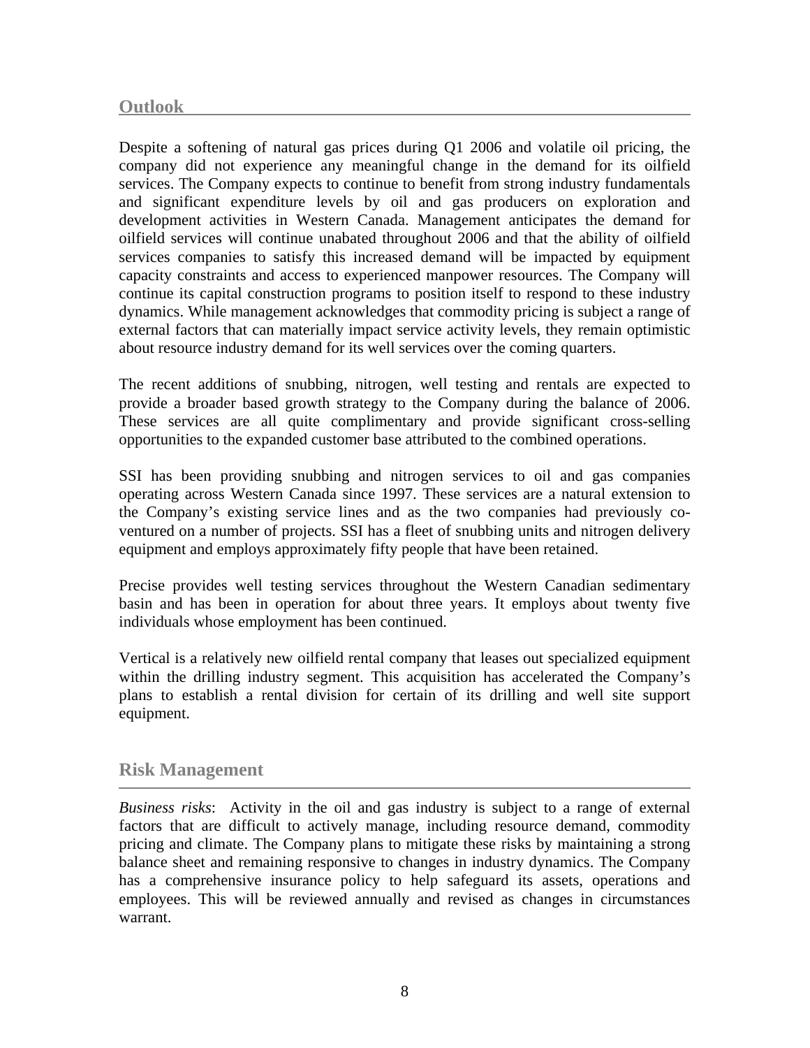## Outlook

Despite a softening of natural gas prices during Q1 2006 and volatile oil pricing, the company did not experience any meaningful change in the demand for its oilfield services. The Company expects to continue to benefit from strong industry fundamentals and significant expenditure levels by oil and gas producers on exploration and development activities in Western Canada. Management anticipates the demand for oilfield services will continue unabated throughout 2006 and that the ability of oilfield services companies to satisfy this increased demand will be impacted by equipment capacity constraints and access to experienced manpower resources. The Company will continue its capital construction programs to position itself to respond to these industry dynamics. While management acknowledges that commodity pricing is subject a range of external factors that can materially impact service activity levels, they remain optimistic about resource industry demand for its well services over the coming quarters.

The recent additions of snubbing, nitrogen, well testing and rentals are expected to provide a broader based growth strategy to the Company during the balance of 2006. These services are all quite complimentary and provide significant cross-selling opportunities to the expanded customer base attributed to the combined operations.

SSI has been providing snubbing and nitrogen services to oil and gas companies operating across Western Canada since 1997. These services are a natural extension to the Company's existing service lines and as the two companies had previously co-ventured on a number of projects. SSI has a fleet of snubbing units and nitrogen delivery equipment and employs approximately fifty people that have been retained.

Precise provides well testing services throughout the Western Canadian sedimentary basin and has been in operation for about three years. It employs about twenty five individuals whose employment has been continued.

Vertical is a relatively new oilfield rental company that leases out specialized equipment within the drilling industry segment. This acquisition has accelerated the Company's plans to establish a rental division for certain of its drilling and well site support equipment.

## Risk Management

*Business risks*: Activity in the oil and gas industry is subject to a range of external factors that are difficult to actively manage, including resource demand, commodity pricing and climate. The Company plans to mitigate these risks by maintaining a strong balance sheet and remaining responsive to changes in industry dynamics. The Company has a comprehensive insurance policy to help safeguard its assets, operations and employees. This will be reviewed annually and revised as changes in circumstances warrant.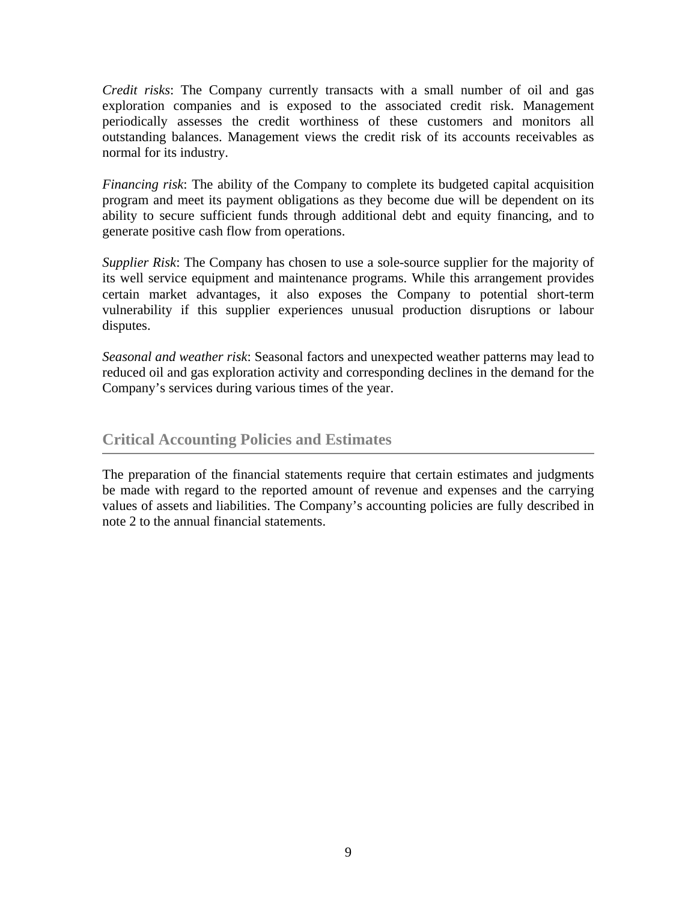*Credit risks*: The Company currently transacts with a small number of oil and gas exploration companies and is exposed to the associated credit risk. Management periodically assesses the credit worthiness of these customers and monitors all outstanding balances. Management views the credit risk of its accounts receivables as normal for its industry.

*Financing risk*: The ability of the Company to complete its budgeted capital acquisition program and meet its payment obligations as they become due will be dependent on its ability to secure sufficient funds through additional debt and equity financing, and to generate positive cash flow from operations.

*Supplier Risk*: The Company has chosen to use a sole-source supplier for the majority of its well service equipment and maintenance programs. While this arrangement provides certain market advantages, it also exposes the Company to potential short-term vulnerability if this supplier experiences unusual production disruptions or labour disputes.

*Seasonal and weather risk*: Seasonal factors and unexpected weather patterns may lead to reduced oil and gas exploration activity and corresponding declines in the demand for the Company's services during various times of the year.

## Critical Accounting Policies and Estimates

The preparation of the financial statements require that certain estimates and judgments be made with regard to the reported amount of revenue and expenses and the carrying values of assets and liabilities. The Company's accounting policies are fully described in note 2 to the annual financial statements.